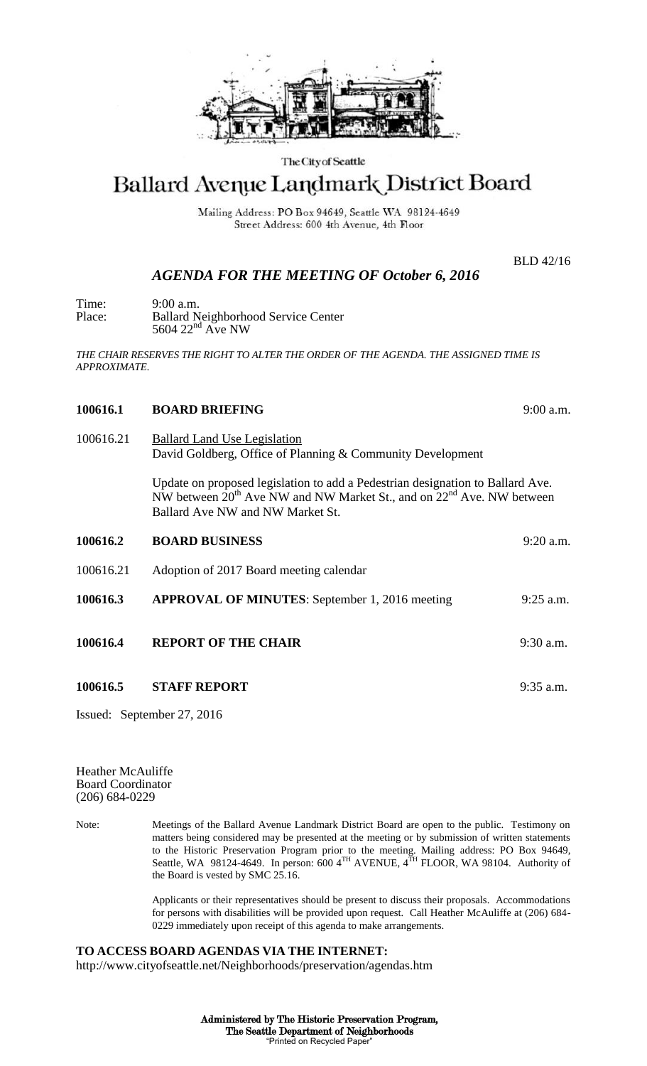The City of Seattle

# Ballard Avenue Landmark District Board

Mailing Address: PO Box 94649, Seattle WA 98124-4649
Street Address: 600 4th Avenue, 4th Floor

BLD 42/16

## *AGENDA FOR THE MEETING OF October 6, 2016*

Time: 9:00 a.m.
Place: Ballard Neighborhood Service Center
5604 22nd Ave NW

*THE CHAIR RESERVES THE RIGHT TO ALTER THE ORDER OF THE AGENDA. THE ASSIGNED TIME IS APPROXIMATE.*

**100616.1 BOARD BRIEFING** 9:00 a.m.

100616.21 Ballard Land Use Legislation
David Goldberg, Office of Planning & Community Development

Update on proposed legislation to add a Pedestrian designation to Ballard Ave. NW between 20th Ave NW and NW Market St., and on 22nd Ave. NW between Ballard Ave NW and NW Market St.

**100616.2 BOARD BUSINESS** 9:20 a.m.

100616.21 Adoption of 2017 Board meeting calendar

**100616.3 APPROVAL OF MINUTES**: September 1, 2016 meeting 9:25 a.m.

**100616.4 REPORT OF THE CHAIR** 9:30 a.m.

**100616.5 STAFF REPORT** 9:35 a.m.

Issued: September 27, 2016

Heather McAuliffe
Board Coordinator
(206) 684-0229

Note: Meetings of the Ballard Avenue Landmark District Board are open to the public. Testimony on matters being considered may be presented at the meeting or by submission of written statements to the Historic Preservation Program prior to the meeting. Mailing address: PO Box 94649, Seattle, WA 98124-4649. In person: 600 4TH AVENUE, 4TH FLOOR, WA 98104. Authority of the Board is vested by SMC 25.16.

Applicants or their representatives should be present to discuss their proposals. Accommodations for persons with disabilities will be provided upon request. Call Heather McAuliffe at (206) 684-0229 immediately upon receipt of this agenda to make arrangements.

**TO ACCESS BOARD AGENDAS VIA THE INTERNET:**
http://www.cityofseattle.net/Neighborhoods/preservation/agendas.htm

**Administered by The Historic Preservation Program,**
**The Seattle Department of Neighborhoods**
"Printed on Recycled Paper"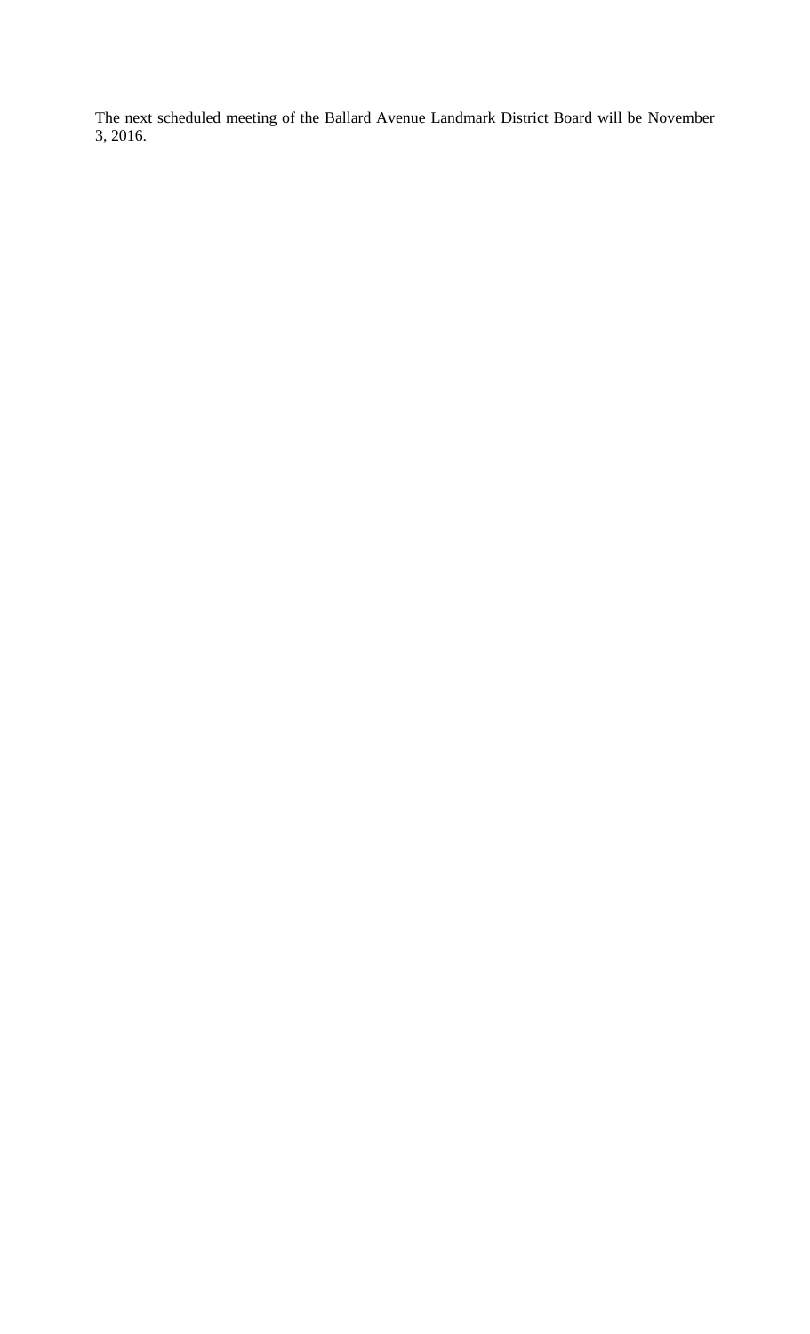The next scheduled meeting of the Ballard Avenue Landmark District Board will be November 3, 2016.